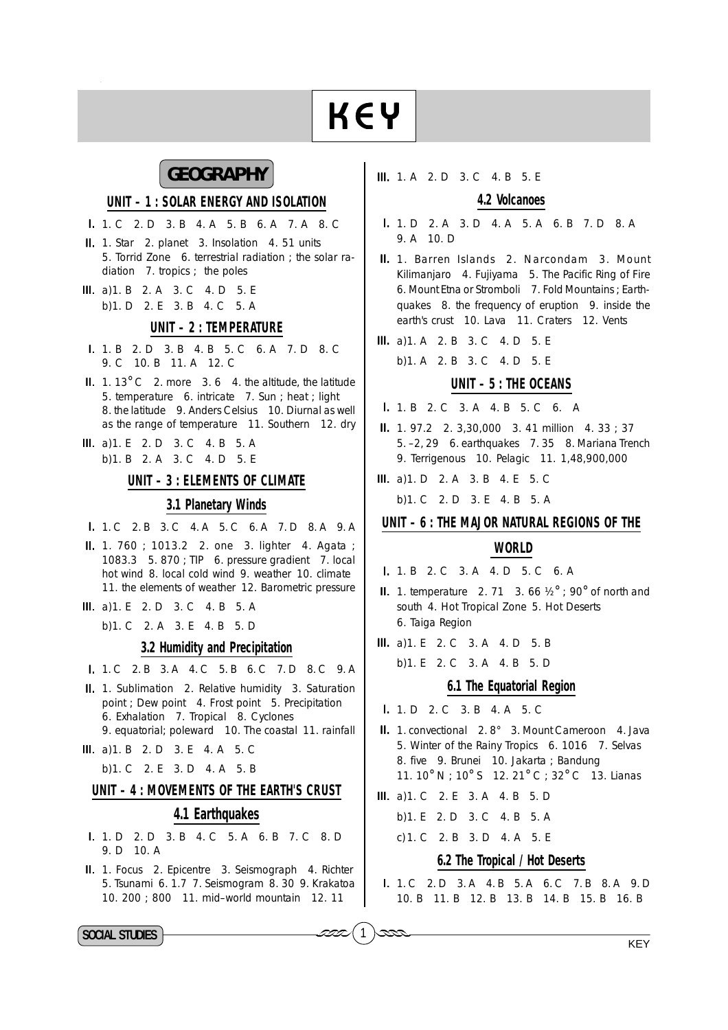# KEY

## GEOGRAPHY

### UNIT – 1 : SOLAR ENERGY AND ISOLATION

I. 1. C 2. D 3. B 4. A 5. B 6. A 7. A 8. C

II. 1. Star 2. planet 3. Insolation 4. 51 units 5. Torrid Zone 6. terrestrial radiation ; the solar radiation 7. tropics ; the poles

III. a)1. B 2. A 3. C 4. D 5. E
b)1. D 2. E 3. B 4. C 5. A

### UNIT – 2 : TEMPERATURE

I. 1. B 2. D 3. B 4. B 5. C 6. A 7. D 8. C 9. C 10. B 11. A 12. C

II. 1. 13°C 2. more 3. 6 4. the altitude, the latitude 5. temperature 6. intricate 7. Sun ; heat ; light 8. the latitude 9. Anders Celsius 10. Diurnal as well as the range of temperature 11. Southern 12. dry

III. a)1. E 2. D 3. C 4. B 5. A
b)1. B 2. A 3. C 4. D 5. E

### UNIT – 3 : ELEMENTS OF CLIMATE

#### 3.1 Planetary Winds

I. 1. C 2. B 3. C 4. A 5. C 6. A 7. D 8. A 9. A

II. 1. 760 ; 1013.2 2. one 3. lighter 4. Agata ; 1083.3 5. 870 ; TIP 6. pressure gradient 7. local hot wind 8. local cold wind 9. weather 10. climate 11. the elements of weather 12. Barometric pressure

III. a)1. E 2. D 3. C 4. B 5. A
b)1. C 2. A 3. E 4. B 5. D

#### 3.2 Humidity and Precipitation

I. 1. C 2. B 3. A 4. C 5. B 6. C 7. D 8. C 9. A

II. 1. Sublimation 2. Relative humidity 3. Saturation point ; Dew point 4. Frost point 5. Precipitation 6. Exhalation 7. Tropical 8. Cyclones 9. equatorial; poleward 10. The coastal 11. rainfall

III. a)1. B 2. D 3. E 4. A 5. C
b)1. C 2. E 3. D 4. A 5. B

### UNIT – 4 : MOVEMENTS OF THE EARTH'S CRUST

#### 4.1 Earthquakes

I. 1. D 2. D 3. B 4. C 5. A 6. B 7. C 8. D 9. D 10. A

II. 1. Focus 2. Epicentre 3. Seismograph 4. Richter 5. Tsunami 6. 1.7 7. Seismogram 8. 30 9. Krakatoa 10. 200 ; 800 11. mid–world mountain 12. 11

III. 1. A 2. D 3. C 4. B 5. E

#### 4.2 Volcanoes

I. 1. D 2. A 3. D 4. A 5. A 6. B 7. D 8. A 9. A 10. D

II. 1. Barren Islands 2. Narcondam 3. Mount Kilimanjaro 4. Fujiyama 5. The Pacific Ring of Fire 6. Mount Etna or Stromboli 7. Fold Mountains ; Earthquakes 8. the frequency of eruption 9. inside the earth's crust 10. Lava 11. Craters 12. Vents

III. a)1. A 2. B 3. C 4. D 5. E
b)1. A 2. B 3. C 4. D 5. E

### UNIT – 5 : THE OCEANS

I. 1. B 2. C 3. A 4. B 5. C 6. A

II. 1. 97.2 2. 3,30,000 3. 41 million 4. 33 ; 37 5. –2, 29 6. earthquakes 7. 35 8. Mariana Trench 9. Terrigenous 10. Pelagic 11. 1,48,900,000

III. a)1. D 2. A 3. B 4. E 5. C
b)1. C 2. D 3. E 4. B 5. A

### UNIT – 6 : THE MAJOR NATURAL REGIONS OF THE WORLD

I. 1. B 2. C 3. A 4. D 5. C 6. A

II. 1. temperature 2. 71 3. 66 ½° ; 90° of north and south 4. Hot Tropical Zone 5. Hot Deserts 6. Taiga Region

III. a)1. E 2. C 3. A 4. D 5. B
b)1. E 2. C 3. A 4. B 5. D

#### 6.1 The Equatorial Region

I. 1. D 2. C 3. B 4. A 5. C

II. 1. convectional 2. 8° 3. Mount Cameroon 4. Java 5. Winter of the Rainy Tropics 6. 1016 7. Selvas 8. five 9. Brunei 10. Jakarta ; Bandung 11. 10° N ; 10° S 12. 21° C ; 32° C 13. Lianas

III. a)1. C 2. E 3. A 4. B 5. D
b)1. E 2. D 3. C 4. B 5. A
c)1. C 2. B 3. D 4. A 5. E

#### 6.2 The Tropical / Hot Deserts

I. 1. C 2. D 3. A 4. B 5. A 6. C 7. B 8. A 9. D 10. B 11. B 12. B 13. B 14. B 15. B 16. B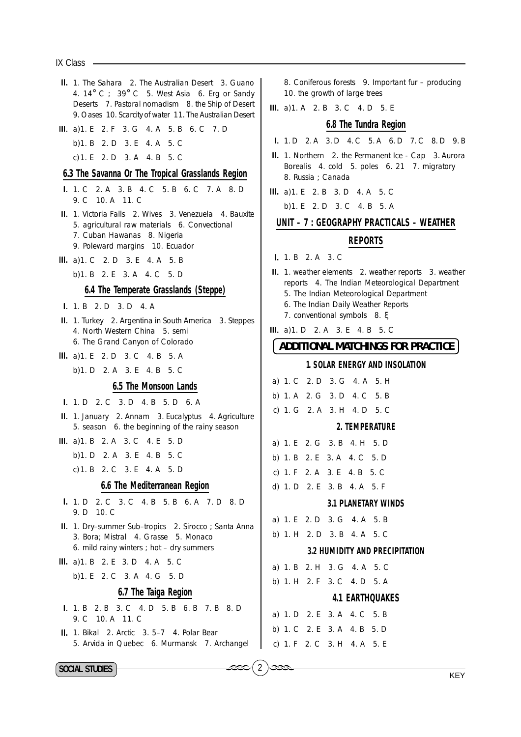**II.** 1. The Sahara 2. The Australian Desert 3. Guano 4. 14° C ; 39° C 5. West Asia 6. Erg or Sandy Deserts 7. Pastoral nomadism 8. the Ship of Desert 9. Oases 10. Scarcity of water 11. The Australian Desert

**III.** a) 1. E 2. F 3. G 4. A 5. B 6. C 7. D

b) 1. B 2. D 3. E 4. A 5. C

c) 1. E 2. D 3. A 4. B 5. C

### 6.3 The Savanna Or The Tropical Grasslands Region

**I.** 1. C 2. A 3. B 4. C 5. B 6. C 7. A 8. D 9. C 10. A 11. C

**II.** 1. Victoria Falls 2. Wives 3. Venezuela 4. Bauxite 5. agricultural raw materials 6. Convectional 7. Cuban Hawanas 8. Nigeria 9. Poleward margins 10. Ecuador

**III.** a) 1. C 2. D 3. E 4. A 5. B

b) 1. B 2. E 3. A 4. C 5. D

### 6.4 The Temperate Grasslands (Steppe)

**I.** 1. B 2. D 3. D 4. A

**II.** 1. Turkey 2. Argentina in South America 3. Steppes 4. North Western China 5. semi 6. The Grand Canyon of Colorado

**III.** a) 1. E 2. D 3. C 4. B 5. A

b) 1. D 2. A 3. E 4. B 5. C

### 6.5 The Monsoon Lands

**I.** 1. D 2. C 3. D 4. B 5. D 6. A

**II.** 1. January 2. Annam 3. Eucalyptus 4. Agriculture 5. season 6. the beginning of the rainy season

**III.** a) 1. B 2. A 3. C 4. E 5. D

b) 1. D 2. A 3. E 4. B 5. C

c) 1. B 2. C 3. E 4. A 5. D

### 6.6 The Mediterranean Region

**I.** 1. D 2. C 3. C 4. B 5. B 6. A 7. D 8. D 9. D 10. C

**II.** 1. Dry–summer Sub–tropics 2. Sirocco ; Santa Anna 3. Bora; Mistral 4. Grasse 5. Monaco 6. mild rainy winters ; hot – dry summers

**III.** a) 1. B 2. E 3. D 4. A 5. C

b) 1. E 2. C 3. A 4. G 5. D

### 6.7 The Taiga Region

**I.** 1. B 2. B 3. C 4. D 5. B 6. B 7. B 8. D 9. C 10. A 11. C

**II.** 1. Bikal 2. Arctic 3. 5–7 4. Polar Bear 5. Arvida in Quebec 6. Murmansk 7. Archangel 8. Coniferous forests 9. Important fur – producing 10. the growth of large trees

**III.** a) 1. A 2. B 3. C 4. D 5. E

### 6.8 The Tundra Region

**I.** 1. D 2. A 3. D 4. C 5. A 6. D 7. C 8. D 9. B

**II.** 1. Northern 2. the Permanent Ice - Cap 3. Aurora Borealis 4. cold 5. poles 6. 21 7. migratory 8. Russia ; Canada

**III.** a) 1. E 2. B 3. D 4. A 5. C

b) 1. E 2. D 3. C 4. B 5. A

## UNIT – 7 : GEOGRAPHY PRACTICALS - WEATHER REPORTS

**I.** 1. B 2. A 3. C

**II.** 1. weather elements 2. weather reports 3. weather reports 4. The Indian Meteorological Department 5. The Indian Meteorological Department 6. The Indian Daily Weather Reports 7. conventional symbols 8. ξ

**III.** a) 1. D 2. A 3. E 4. B 5. C

## ADDITIONAL MATCHINGS FOR PRACTICE

### 1. SOLAR ENERGY AND INSOLATION

a) 1. C 2. D 3. G 4. A 5. H

b) 1. A 2. G 3. D 4. C 5. B

c) 1. G 2. A 3. H 4. D 5. C

### 2. TEMPERATURE

a) 1. E 2. G 3. B 4. H 5. D

b) 1. B 2. E 3. A 4. C 5. D

c) 1. F 2. A 3. E 4. B 5. C

d) 1. D 2. E 3. B 4. A 5. F

### 3.1 PLANETARY WINDS

a) 1. E 2. D 3. G 4. A 5. B

b) 1. H 2. D 3. B 4. A 5. C

### 3.2 HUMIDITY AND PRECIPITATION

a) 1. B 2. H 3. G 4. A 5. C

b) 1. H 2. F 3. C 4. D 5. A

### 4.1 EARTHQUAKES

a) 1. D 2. E 3. A 4. C 5. B

b) 1. C 2. E 3. A 4. B 5. D

c) 1. F 2. C 3. H 4. A 5. E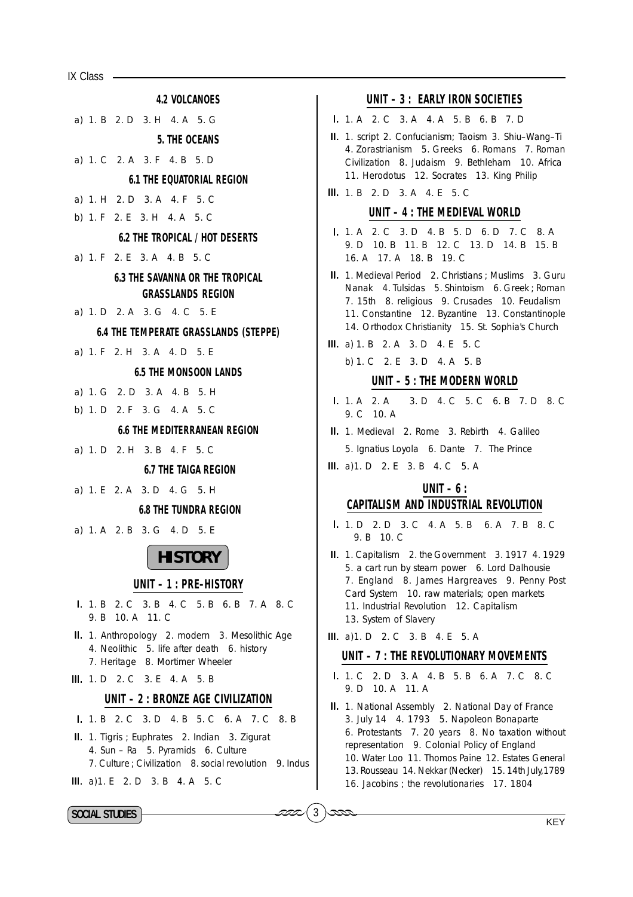### 4.2 VOLCANOES

a) 1. B 2. D 3. H 4. A 5. G

### 5. THE OCEANS

a) 1. C 2. A 3. F 4. B 5. D

### 6.1 THE EQUATORIAL REGION

a) 1. H 2. D 3. A 4. F 5. C

b) 1. F 2. E 3. H 4. A 5. C

### 6.2 THE TROPICAL / HOT DESERTS

a) 1. F 2. E 3. A 4. B 5. C

### 6.3 THE SAVANNA OR THE TROPICAL GRASSLANDS REGION

a) 1. D 2. A 3. G 4. C 5. E

### 6.4 THE TEMPERATE GRASSLANDS (STEPPE)

a) 1. F 2. H 3. A 4. D 5. E

### 6.5 THE MONSOON LANDS

a) 1. G 2. D 3. A 4. B 5. H

b) 1. D 2. F 3. G 4. A 5. C

### 6.6 THE MEDITERRANEAN REGION

a) 1. D 2. H 3. B 4. F 5. C

### 6.7 THE TAIGA REGION

a) 1. E 2. A 3. D 4. G 5. H

### 6.8 THE TUNDRA REGION

a) 1. A 2. B 3. G 4. D 5. E

# HISTORY

## UNIT – 1 : PRE-HISTORY

I. 1. B 2. C 3. B 4. C 5. B 6. B 7. A 8. C 9. B 10. A 11. C

II. 1. Anthropology 2. modern 3. Mesolithic Age 4. Neolithic 5. life after death 6. history 7. Heritage 8. Mortimer Wheeler

III. 1. D 2. C 3. E 4. A 5. B

## UNIT – 2 : BRONZE AGE CIVILIZATION

I. 1. B 2. C 3. D 4. B 5. C 6. A 7. C 8. B

II. 1. Tigris ; Euphrates 2. Indian 3. Zigurat 4. Sun – Ra 5. Pyramids 6. Culture 7. Culture ; Civilization 8. social revolution 9. Indus

III. a)1. E 2. D 3. B 4. A 5. C

## UNIT – 3 : EARLY IRON SOCIETIES

I. 1. A 2. C 3. A 4. A 5. B 6. B 7. D

II. 1. script 2. Confucianism; Taoism 3. Shiu–Wang–Ti 4. Zorastrianism 5. Greeks 6. Romans 7. Roman Civilization 8. Judaism 9. Bethleham 10. Africa 11. Herodotus 12. Socrates 13. King Philip

III. 1. B 2. D 3. A 4. E 5. C

## UNIT – 4 : THE MEDIEVAL WORLD

I. 1. A 2. C 3. D 4. B 5. D 6. D 7. C 8. A 9. D 10. B 11. B 12. C 13. D 14. B 15. B 16. A 17. A 18. B 19. C

II. 1. Medieval Period 2. Christians ; Muslims 3. Guru Nanak 4. Tulsidas 5. Shintoism 6. Greek ; Roman 7. 15th 8. religious 9. Crusades 10. Feudalism 11. Constantine 12. Byzantine 13. Constantinople 14. Orthodox Christianity 15. St. Sophia's Church

III. a) 1. B 2. A 3. D 4. E 5. C

b) 1. C 2. E 3. D 4. A 5. B

## UNIT – 5 : THE MODERN WORLD

I. 1. A 2. A 3. D 4. C 5. C 6. B 7. D 8. C 9. C 10. A

II. 1. Medieval 2. Rome 3. Rebirth 4. Galileo 5. Ignatius Loyola 6. Dante 7. The Prince

III. a)1. D 2. E 3. B 4. C 5. A

## UNIT – 6 : CAPITALISM AND INDUSTRIAL REVOLUTION

I. 1. D 2. D 3. C 4. A 5. B 6. A 7. B 8. C 9. B 10. C

II. 1. Capitalism 2. the Government 3. 1917 4. 1929 5. a cart run by steam power 6. Lord Dalhousie 7. England 8. James Hargreaves 9. Penny Post Card System 10. raw materials; open markets 11. Industrial Revolution 12. Capitalism 13. System of Slavery

III. a)1. D 2. C 3. B 4. E 5. A

## UNIT – 7 : THE REVOLUTIONARY MOVEMENTS

I. 1. C 2. D 3. A 4. B 5. B 6. A 7. C 8. C 9. D 10. A 11. A

II. 1. National Assembly 2. National Day of France 3. July 14 4. 1793 5. Napoleon Bonaparte 6. Protestants 7. 20 years 8. No taxation without representation 9. Colonial Policy of England 10. Water Loo 11. Thomos Paine 12. Estates General 13. Rousseau 14. Nekkar (Necker) 15. 14th July,1789 16. Jacobins ; the revolutionaries 17. 1804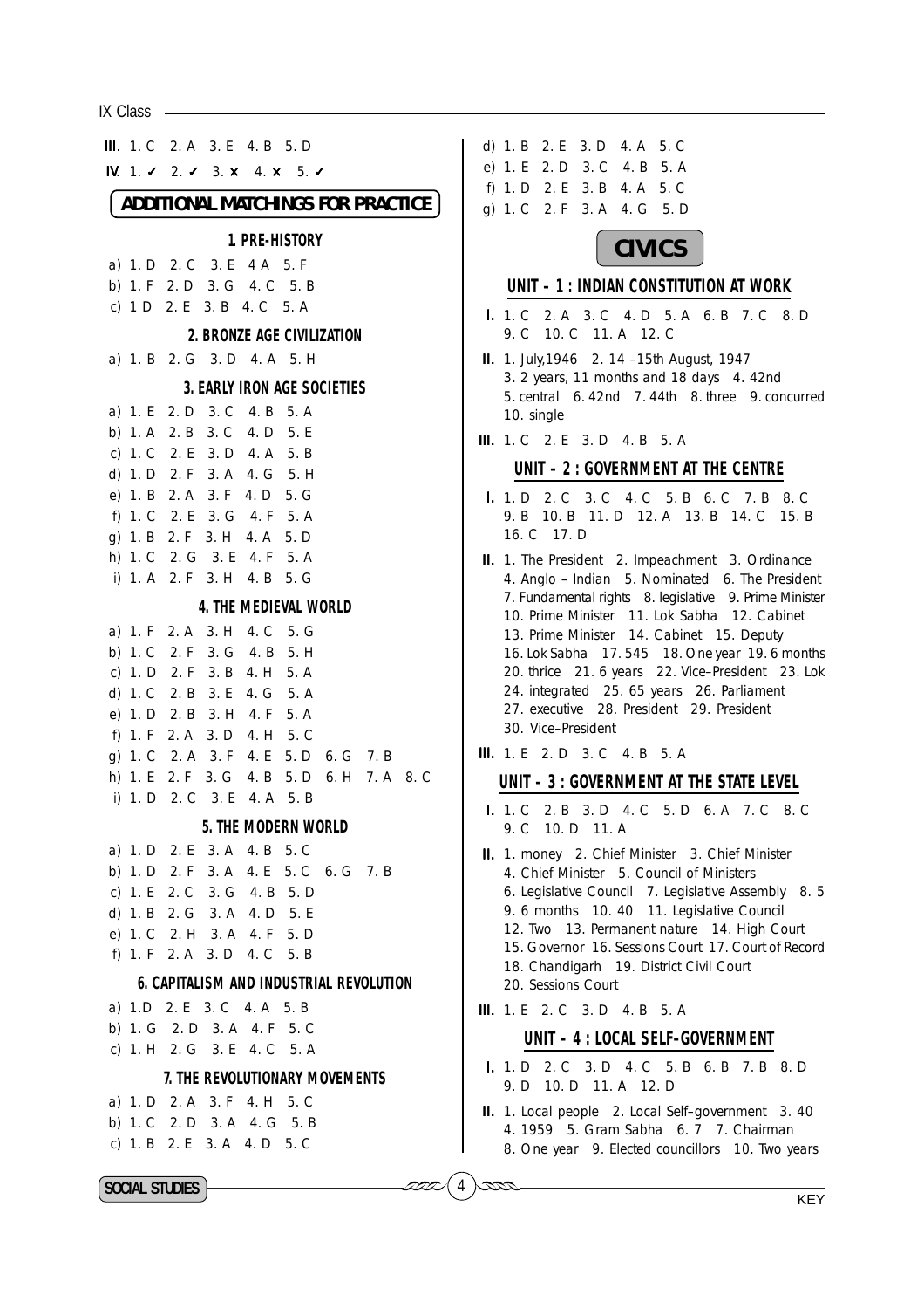III. 1. C 2. A 3. E 4. B 5. D

IV. 1. ✓ 2. ✓ 3. ✗ 4. ✗ 5. ✓

## ADDITIONAL MATCHINGS FOR PRACTICE

### 1. PRE-HISTORY

a) 1. D 2. C 3. E 4 A 5. F
b) 1. F 2. D 3. G 4. C 5. B
c) 1 D 2. E 3. B 4. C 5. A

### 2. BRONZE AGE CIVILIZATION

a) 1. B 2. G 3. D 4. A 5. H

### 3. EARLY IRON AGE SOCIETIES

a) 1. E 2. D 3. C 4. B 5. A
b) 1. A 2. B 3. C 4. D 5. E
c) 1. C 2. E 3. D 4. A 5. B
d) 1. D 2. F 3. A 4. G 5. H
e) 1. B 2. A 3. F 4. D 5. G
f) 1. C 2. E 3. G 4. F 5. A
g) 1. B 2. F 3. H 4. A 5. D
h) 1. C 2. G 3. E 4. F 5. A
i) 1. A 2. F 3. H 4. B 5. G

### 4. THE MEDIEVAL WORLD

a) 1. F 2. A 3. H 4. C 5. G
b) 1. C 2. F 3. G 4. B 5. H
c) 1. D 2. F 3. B 4. H 5. A
d) 1. C 2. B 3. E 4. G 5. A
e) 1. D 2. B 3. H 4. F 5. A
f) 1. F 2. A 3. D 4. H 5. C
g) 1. C 2. A 3. F 4. E 5. D 6. G 7. B
h) 1. E 2. F 3. G 4. B 5. D 6. H 7. A 8. C
i) 1. D 2. C 3. E 4. A 5. B

### 5. THE MODERN WORLD

a) 1. D 2. E 3. A 4. B 5. C
b) 1. D 2. F 3. A 4. E 5. C 6. G 7. B
c) 1. E 2. C 3. G 4. B 5. D
d) 1. B 2. G 3. A 4. D 5. E
e) 1. C 2. H 3. A 4. F 5. D
f) 1. F 2. A 3. D 4. C 5. B

### 6. CAPITALISM AND INDUSTRIAL REVOLUTION

a) 1.D 2. E 3. C 4. A 5. B
b) 1. G 2. D 3. A 4. F 5. C
c) 1. H 2. G 3. E 4. C 5. A

### 7. THE REVOLUTIONARY MOVEMENTS

a) 1. D 2. A 3. F 4. H 5. C
b) 1. C 2. D 3. A 4. G 5. B
c) 1. B 2. E 3. A 4. D 5. C
d) 1. B 2. E 3. D 4. A 5. C
e) 1. E 2. D 3. C 4. B 5. A
f) 1. D 2. E 3. B 4. A 5. C
g) 1. C 2. F 3. A 4. G 5. D

## CIVICS

### UNIT – 1 : INDIAN CONSTITUTION AT WORK

I. 1. C 2. A 3. C 4. D 5. A 6. B 7. C 8. D 9. C 10. C 11. A 12. C

II. 1. July,1946 2. 14 –15th August, 1947 3. 2 years, 11 months and 18 days 4. 42nd 5. central 6. 42nd 7. 44th 8. three 9. concurred 10. single

III. 1. C 2. E 3. D 4. B 5. A

### UNIT – 2 : GOVERNMENT AT THE CENTRE

I. 1. D 2. C 3. C 4. C 5. B 6. C 7. B 8. C 9. B 10. B 11. D 12. A 13. B 14. C 15. B 16. C 17. D

II. 1. The President 2. Impeachment 3. Ordinance 4. Anglo – Indian 5. Nominated 6. The President 7. Fundamental rights 8. legislative 9. Prime Minister 10. Prime Minister 11. Lok Sabha 12. Cabinet 13. Prime Minister 14. Cabinet 15. Deputy 16. Lok Sabha 17. 545 18. One year 19. 6 months 20. thrice 21. 6 years 22. Vice–President 23. Lok 24. integrated 25. 65 years 26. Parliament 27. executive 28. President 29. President 30. Vice–President

III. 1. E 2. D 3. C 4. B 5. A

### UNIT – 3 : GOVERNMENT AT THE STATE LEVEL

I. 1. C 2. B 3. D 4. C 5. D 6. A 7. C 8. C 9. C 10. D 11. A

II. 1. money 2. Chief Minister 3. Chief Minister 4. Chief Minister 5. Council of Ministers 6. Legislative Council 7. Legislative Assembly 8. 5 9. 6 months 10. 40 11. Legislative Council 12. Two 13. Permanent nature 14. High Court 15. Governor 16. Sessions Court 17. Court of Record 18. Chandigarh 19. District Civil Court 20. Sessions Court

III. 1. E 2. C 3. D 4. B 5. A

### UNIT – 4 : LOCAL SELF-GOVERNMENT

I. 1. D 2. C 3. D 4. C 5. B 6. B 7. B 8. D 9. D 10. D 11. A 12. D

II. 1. Local people 2. Local Self–government 3. 40 4. 1959 5. Gram Sabha 6. 7 7. Chairman 8. One year 9. Elected councillors 10. Two years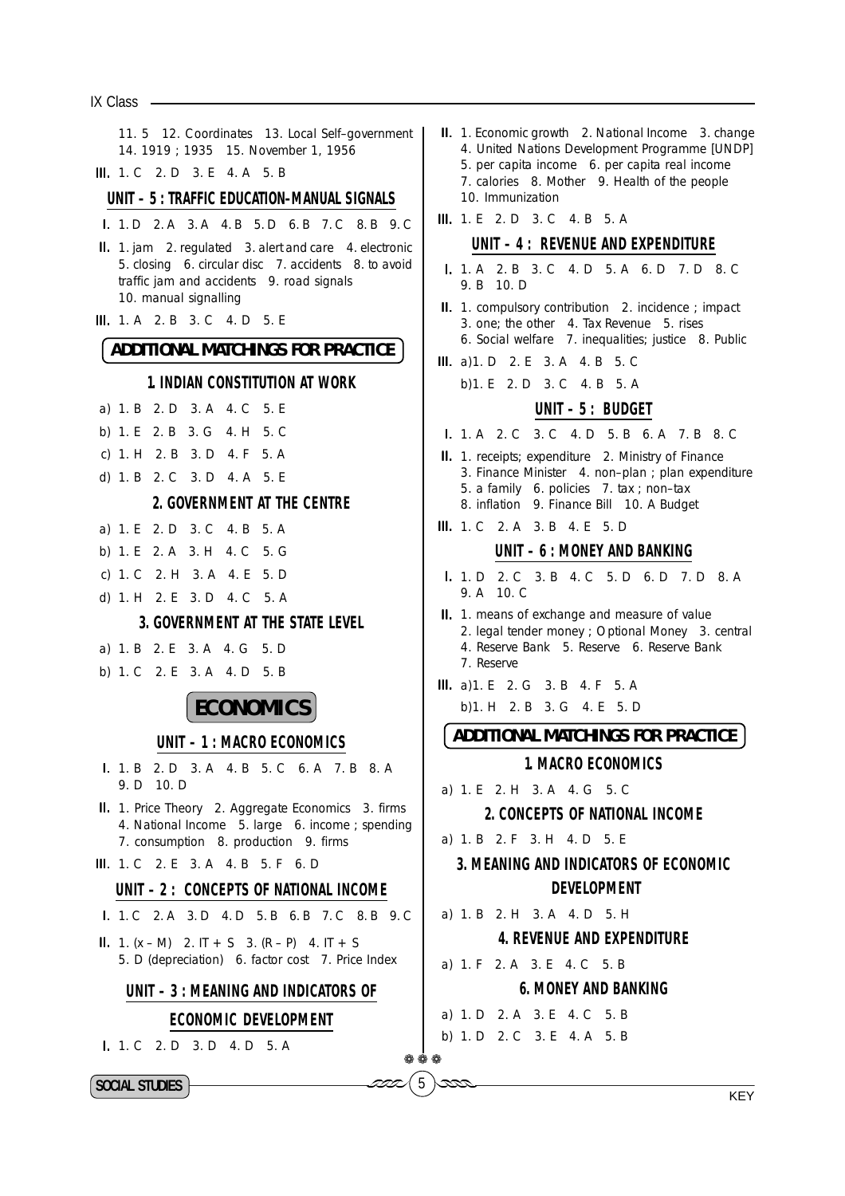11. 5 12. Coordinates 13. Local Self–government 14. 1919 ; 1935 15. November 1, 1956

**III.** 1. C 2. D 3. E 4. A 5. B

### UNIT – 5 : TRAFFIC EDUCATION-MANUAL SIGNALS

**I.** 1. D 2. A 3. A 4. B 5. D 6. B 7. C 8. B 9. C

**II.** 1. jam 2. regulated 3. alert and care 4. electronic 5. closing 6. circular disc 7. accidents 8. to avoid traffic jam and accidents 9. road signals 10. manual signalling

**III.** 1. A 2. B 3. C 4. D 5. E

## ADDITIONAL MATCHINGS FOR PRACTICE

### 1. INDIAN CONSTITUTION AT WORK

a) 1. B 2. D 3. A 4. C 5. E

b) 1. E 2. B 3. G 4. H 5. C

c) 1. H 2. B 3. D 4. F 5. A

d) 1. B 2. C 3. D 4. A 5. E

### 2. GOVERNMENT AT THE CENTRE

a) 1. E 2. D 3. C 4. B 5. A

b) 1. E 2. A 3. H 4. C 5. G

c) 1. C 2. H 3. A 4. E 5. D

d) 1. H 2. E 3. D 4. C 5. A

### 3. GOVERNMENT AT THE STATE LEVEL

a) 1. B 2. E 3. A 4. G 5. D

b) 1. C 2. E 3. A 4. D 5. B

# ECONOMICS

### UNIT – 1 : MACRO ECONOMICS

**I.** 1. B 2. D 3. A 4. B 5. C 6. A 7. B 8. A 9. D 10. D

**II.** 1. Price Theory 2. Aggregate Economics 3. firms 4. National Income 5. large 6. income ; spending 7. consumption 8. production 9. firms

**III.** 1. C 2. E 3. A 4. B 5. F 6. D

### UNIT – 2 : CONCEPTS OF NATIONAL INCOME

**I.** 1. C 2. A 3. D 4. D 5. B 6. B 7. C 8. B 9. C

**II.** 1. (x – M) 2. IT + S 3. (R – P) 4. IT + S 5. D (depreciation) 6. factor cost 7. Price Index

### UNIT – 3 : MEANING AND INDICATORS OF ECONOMIC DEVELOPMENT

**I.** 1. C 2. D 3. D 4. D 5. A

**II.** 1. Economic growth 2. National Income 3. change 4. United Nations Development Programme [UNDP] 5. per capita income 6. per capita real income 7. calories 8. Mother 9. Health of the people 10. Immunization

**III.** 1. E 2. D 3. C 4. B 5. A

### UNIT – 4 : REVENUE AND EXPENDITURE

**I.** 1. A 2. B 3. C 4. D 5. A 6. D 7. D 8. C 9. B 10. D

**II.** 1. compulsory contribution 2. incidence ; impact 3. one; the other 4. Tax Revenue 5. rises 6. Social welfare 7. inequalities; justice 8. Public

**III.** a)1. D 2. E 3. A 4. B 5. C

b)1. E 2. D 3. C 4. B 5. A

### UNIT – 5 : BUDGET

**I.** 1. A 2. C 3. C 4. D 5. B 6. A 7. B 8. C

**II.** 1. receipts; expenditure 2. Ministry of Finance 3. Finance Minister 4. non–plan ; plan expenditure 5. a family 6. policies 7. tax ; non–tax 8. inflation 9. Finance Bill 10. A Budget

**III.** 1. C 2. A 3. B 4. E 5. D

### UNIT – 6 : MONEY AND BANKING

**I.** 1. D 2. C 3. B 4. C 5. D 6. D 7. D 8. A 9. A 10. C

**II.** 1. means of exchange and measure of value 2. legal tender money ; Optional Money 3. central 4. Reserve Bank 5. Reserve 6. Reserve Bank 7. Reserve

**III.** a)1. E 2. G 3. B 4. F 5. A

b)1. H 2. B 3. G 4. E 5. D

## ADDITIONAL MATCHINGS FOR PRACTICE

### 1. MACRO ECONOMICS

a) 1. E 2. H 3. A 4. G 5. C

### 2. CONCEPTS OF NATIONAL INCOME

a) 1. B 2. F 3. H 4. D 5. E

### 3. MEANING AND INDICATORS OF ECONOMIC DEVELOPMENT

a) 1. B 2. H 3. A 4. D 5. H

### 4. REVENUE AND EXPENDITURE

a) 1. F 2. A 3. E 4. C 5. B

### 6. MONEY AND BANKING

a) 1. D 2. A 3. E 4. C 5. B

b) 1. D 2. C 3. E 4. A 5. B